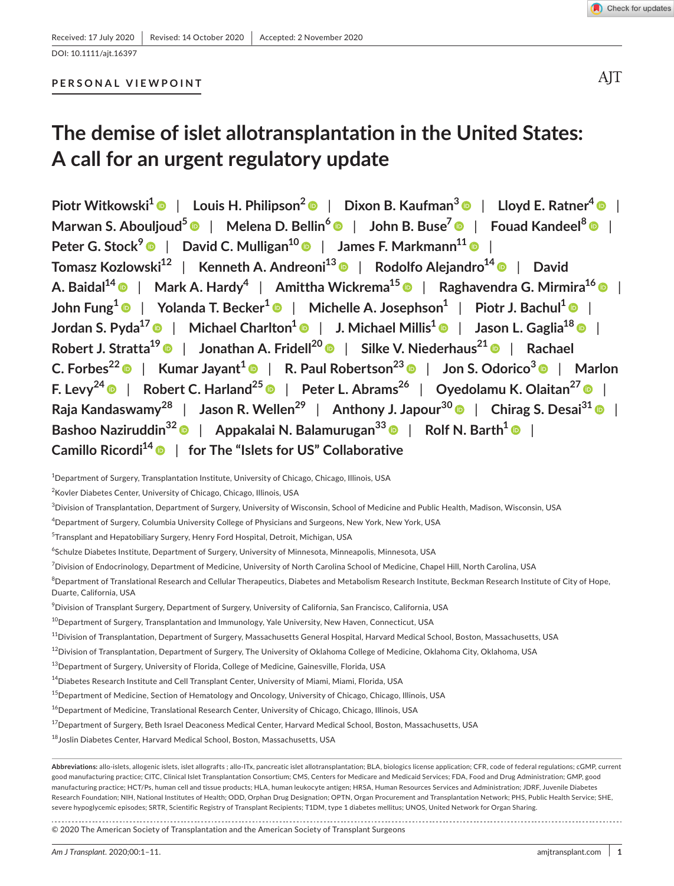Received: 17 July 2020 | Revised: 14 October 2020 | Accepted: 2 November 2020

DOI: 10.1111/ajt.16397

PERSONAL VIEWPOINT

# The demise of islet allotransplantation in the United States: A call for an urgent regulatory update

Piotr Witkowski[1] | Louis H. Philipson[2] | Dixon B. Kaufman[3] | Lloyd E. Ratner[4] | Marwan S. Abouljoud[5] | Melena D. Bellin[6] | John B. Buse[7] | Fouad Kandeel[8] | Peter G. Stock[9] | David C. Mulligan[10] | James F. Markmann[11] | Tomasz Kozlowski[12] | Kenneth A. Andreoni[13] | Rodolfo Alejandro[14] | David A. Baidal[14] | Mark A. Hardy[4] | Amittha Wickrema[15] | Raghavendra G. Mirmira[16] | John Fung[1] | Yolanda T. Becker[1] | Michelle A. Josephson[1] | Piotr J. Bachul[1] | Jordan S. Pyda[17] | Michael Charlton[1] | J. Michael Millis[1] | Jason L. Gaglia[18] | Robert J. Stratta[19] | Jonathan A. Fridell[20] | Silke V. Niederhaus[21] | Rachael C. Forbes[22] | Kumar Jayant[1] | R. Paul Robertson[23] | Jon S. Odorico[3] | Marlon F. Levy[24] | Robert C. Harland[25] | Peter L. Abrams[26] | Oyedolamu K. Olaitan[27] | Raja Kandaswamy[28] | Jason R. Wellen[29] | Anthony J. Japour[30] | Chirag S. Desai[31] | Bashoo Naziruddin[32] | Appakalai N. Balamurugan[33] | Rolf N. Barth[1] | Camillo Ricordi[14] | for The "Islets for US" Collaborative

[1]Department of Surgery, Transplantation Institute, University of Chicago, Chicago, Illinois, USA

[2]Kovler Diabetes Center, University of Chicago, Chicago, Illinois, USA

[3]Division of Transplantation, Department of Surgery, University of Wisconsin, School of Medicine and Public Health, Madison, Wisconsin, USA

[4]Department of Surgery, Columbia University College of Physicians and Surgeons, New York, New York, USA

[5]Transplant and Hepatobiliary Surgery, Henry Ford Hospital, Detroit, Michigan, USA

[6]Schulze Diabetes Institute, Department of Surgery, University of Minnesota, Minneapolis, Minnesota, USA

[7]Division of Endocrinology, Department of Medicine, University of North Carolina School of Medicine, Chapel Hill, North Carolina, USA

[8]Department of Translational Research and Cellular Therapeutics, Diabetes and Metabolism Research Institute, Beckman Research Institute of City of Hope, Duarte, California, USA

[9]Division of Transplant Surgery, Department of Surgery, University of California, San Francisco, California, USA

[10]Department of Surgery, Transplantation and Immunology, Yale University, New Haven, Connecticut, USA

[11]Division of Transplantation, Department of Surgery, Massachusetts General Hospital, Harvard Medical School, Boston, Massachusetts, USA

[12]Division of Transplantation, Department of Surgery, The University of Oklahoma College of Medicine, Oklahoma City, Oklahoma, USA

[13]Department of Surgery, University of Florida, College of Medicine, Gainesville, Florida, USA

[14]Diabetes Research Institute and Cell Transplant Center, University of Miami, Miami, Florida, USA

[15]Department of Medicine, Section of Hematology and Oncology, University of Chicago, Chicago, Illinois, USA

[16]Department of Medicine, Translational Research Center, University of Chicago, Chicago, Illinois, USA

[17]Department of Surgery, Beth Israel Deaconess Medical Center, Harvard Medical School, Boston, Massachusetts, USA

[18]Joslin Diabetes Center, Harvard Medical School, Boston, Massachusetts, USA

**Abbreviations:** allo-islets, allogenic islets, islet allografts ; allo-ITx, pancreatic islet allotransplantation; BLA, biologics license application; CFR, code of federal regulations; cGMP, current good manufacturing practice; CITC, Clinical Islet Transplantation Consortium; CMS, Centers for Medicare and Medicaid Services; FDA, Food and Drug Administration; GMP, good manufacturing practice; HCT/Ps, human cell and tissue products; HLA, human leukocyte antigen; HRSA, Human Resources Services and Administration; JDRF, Juvenile Diabetes Research Foundation; NIH, National Institutes of Health; ODD, Orphan Drug Designation; OPTN, Organ Procurement and Transplantation Network; PHS, Public Health Service; SHE, severe hypoglycemic episodes; SRTR, Scientific Registry of Transplant Recipients; T1DM, type 1 diabetes mellitus; UNOS, United Network for Organ Sharing.

© 2020 The American Society of Transplantation and the American Society of Transplant Surgeons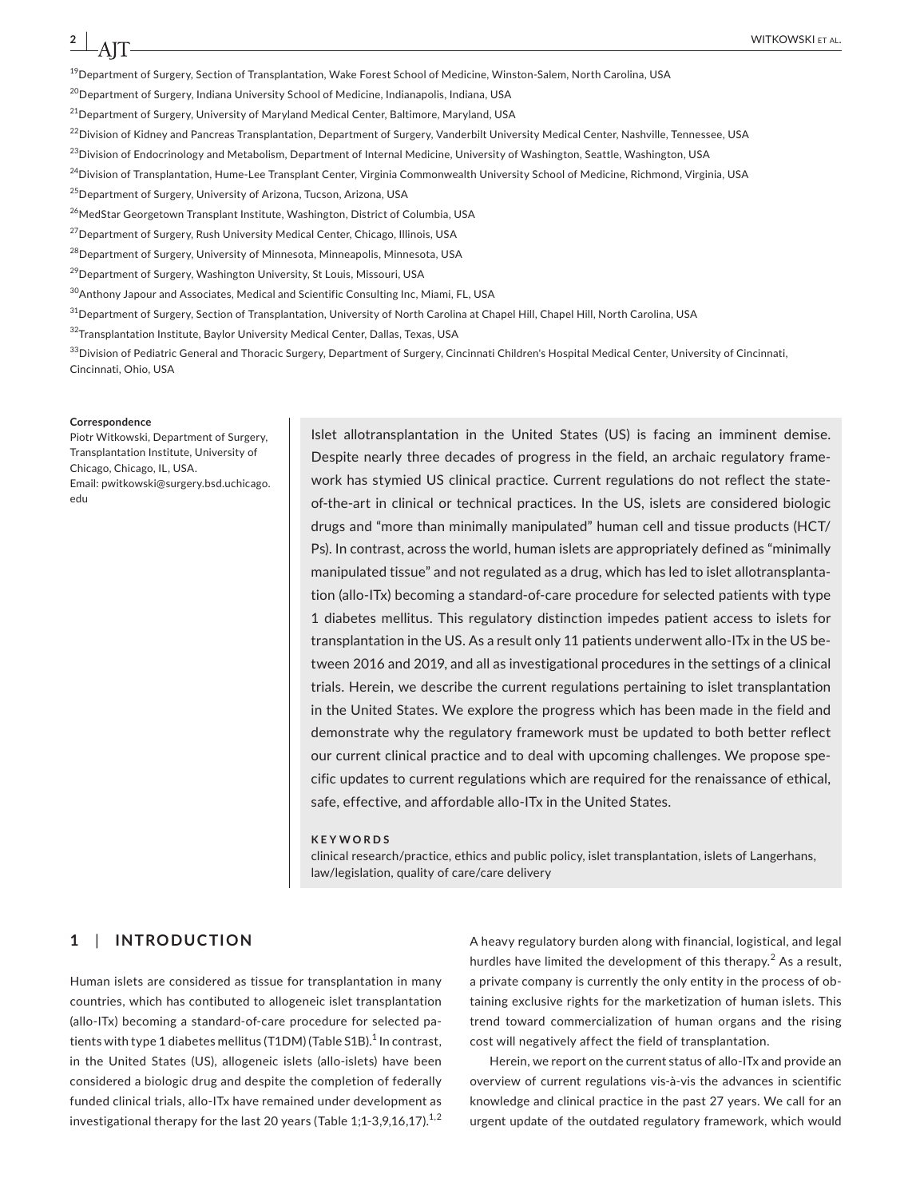[19]Department of Surgery, Section of Transplantation, Wake Forest School of Medicine, Winston-Salem, North Carolina, USA

[20]Department of Surgery, Indiana University School of Medicine, Indianapolis, Indiana, USA

[21]Department of Surgery, University of Maryland Medical Center, Baltimore, Maryland, USA

[22]Division of Kidney and Pancreas Transplantation, Department of Surgery, Vanderbilt University Medical Center, Nashville, Tennessee, USA

[23]Division of Endocrinology and Metabolism, Department of Internal Medicine, University of Washington, Seattle, Washington, USA

[24]Division of Transplantation, Hume-Lee Transplant Center, Virginia Commonwealth University School of Medicine, Richmond, Virginia, USA

[25]Department of Surgery, University of Arizona, Tucson, Arizona, USA

[26]MedStar Georgetown Transplant Institute, Washington, District of Columbia, USA

[27]Department of Surgery, Rush University Medical Center, Chicago, Illinois, USA

[28]Department of Surgery, University of Minnesota, Minneapolis, Minnesota, USA

[29]Department of Surgery, Washington University, St Louis, Missouri, USA

[30]Anthony Japour and Associates, Medical and Scientific Consulting Inc, Miami, FL, USA

[31]Department of Surgery, Section of Transplantation, University of North Carolina at Chapel Hill, Chapel Hill, North Carolina, USA

[32]Transplantation Institute, Baylor University Medical Center, Dallas, Texas, USA

[33]Division of Pediatric General and Thoracic Surgery, Department of Surgery, Cincinnati Children's Hospital Medical Center, University of Cincinnati, Cincinnati, Ohio, USA

**Correspondence**
Piotr Witkowski, Department of Surgery, Transplantation Institute, University of Chicago, Chicago, IL, USA.
Email: pwitkowski@surgery.bsd.uchicago.edu

Islet allotransplantation in the United States (US) is facing an imminent demise. Despite nearly three decades of progress in the field, an archaic regulatory framework has stymied US clinical practice. Current regulations do not reflect the state-of-the-art in clinical or technical practices. In the US, islets are considered biologic drugs and "more than minimally manipulated" human cell and tissue products (HCT/Ps). In contrast, across the world, human islets are appropriately defined as "minimally manipulated tissue" and not regulated as a drug, which has led to islet allotransplantation (allo-ITx) becoming a standard-of-care procedure for selected patients with type 1 diabetes mellitus. This regulatory distinction impedes patient access to islets for transplantation in the US. As a result only 11 patients underwent allo-ITx in the US between 2016 and 2019, and all as investigational procedures in the settings of a clinical trials. Herein, we describe the current regulations pertaining to islet transplantation in the United States. We explore the progress which has been made in the field and demonstrate why the regulatory framework must be updated to both better reflect our current clinical practice and to deal with upcoming challenges. We propose specific updates to current regulations which are required for the renaissance of ethical, safe, effective, and affordable allo-ITx in the United States.

**KEYWORDS**

clinical research/practice, ethics and public policy, islet transplantation, islets of Langerhans, law/legislation, quality of care/care delivery

## 1 | INTRODUCTION

Human islets are considered as tissue for transplantation in many countries, which has contibuted to allogeneic islet transplantation (allo-ITx) becoming a standard-of-care procedure for selected patients with type 1 diabetes mellitus (T1DM) (Table S1B).[1] In contrast, in the United States (US), allogeneic islets (allo-islets) have been considered a biologic drug and despite the completion of federally funded clinical trials, allo-ITx have remained under development as investigational therapy for the last 20 years (Table 1;1-3,9,16,17).[1,2] A heavy regulatory burden along with financial, logistical, and legal hurdles have limited the development of this therapy.[2] As a result, a private company is currently the only entity in the process of obtaining exclusive rights for the marketization of human islets. This trend toward commercialization of human organs and the rising cost will negatively affect the field of transplantation.

Herein, we report on the current status of allo-ITx and provide an overview of current regulations vis-à-vis the advances in scientific knowledge and clinical practice in the past 27 years. We call for an urgent update of the outdated regulatory framework, which would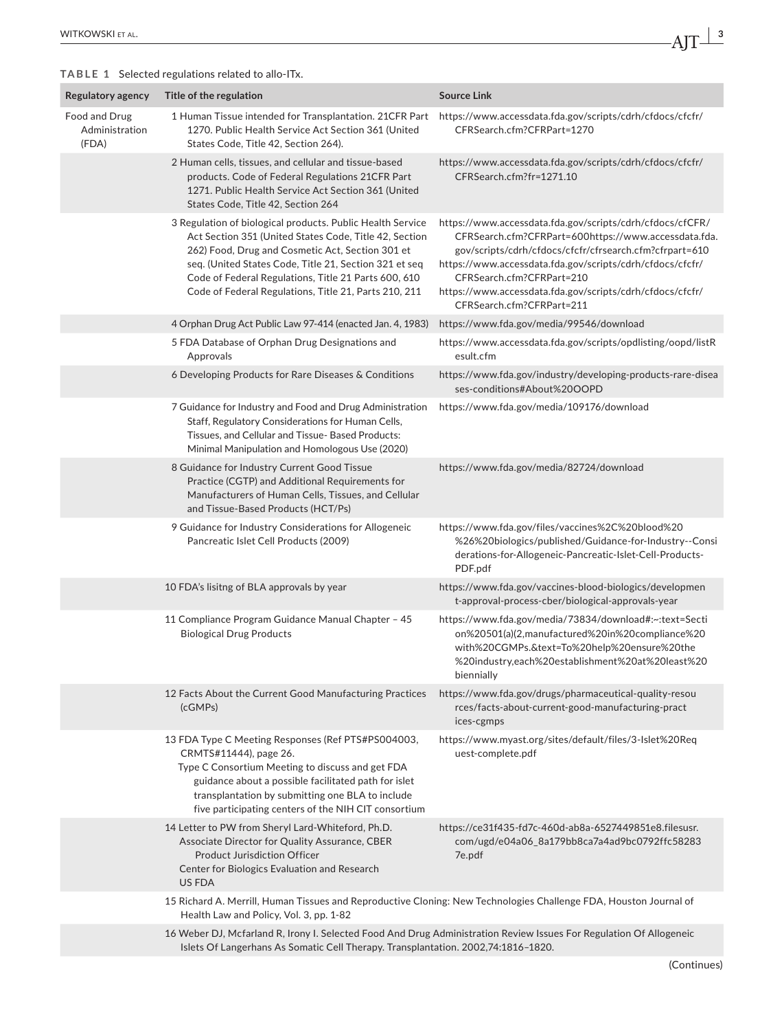**TABLE 1** Selected regulations related to allo-ITx.

| Regulatory agency | Title of the regulation | Source Link |
|---|---|---|
| Food and Drug Administration (FDA) | 1 Human Tissue intended for Transplantation. 21CFR Part 1270. Public Health Service Act Section 361 (United States Code, Title 42, Section 264). | https://www.accessdata.fda.gov/scripts/cdrh/cfdocs/cfcfr/CFRSearch.cfm?CFRPart=1270 |
| | 2 Human cells, tissues, and cellular and tissue-based products. Code of Federal Regulations 21CFR Part 1271. Public Health Service Act Section 361 (United States Code, Title 42, Section 264 | https://www.accessdata.fda.gov/scripts/cdrh/cfdocs/cfcfr/CFRSearch.cfm?fr=1271.10 |
| | 3 Regulation of biological products. Public Health Service Act Section 351 (United States Code, Title 42, Section 262) Food, Drug and Cosmetic Act, Section 301 et seq. (United States Code, Title 21, Section 321 et seq Code of Federal Regulations, Title 21 Parts 600, 610 Code of Federal Regulations, Title 21, Parts 210, 211 | https://www.accessdata.fda.gov/scripts/cdrh/cfdocs/cfCFR/CFRSearch.cfm?CFRPart=600https://www.accessdata.fda.gov/scripts/cdrh/cfdocs/cfcfr/cfrsearch.cfm?cfrpart=610 https://www.accessdata.fda.gov/scripts/cdrh/cfdocs/cfcfr/CFRSearch.cfm?CFRPart=210 https://www.accessdata.fda.gov/scripts/cdrh/cfdocs/cfcfr/CFRSearch.cfm?CFRPart=211 |
| | 4 Orphan Drug Act Public Law 97-414 (enacted Jan. 4, 1983) | https://www.fda.gov/media/99546/download |
| | 5 FDA Database of Orphan Drug Designations and Approvals | https://www.accessdata.fda.gov/scripts/opdlisting/oopd/listResult.cfm |
| | 6 Developing Products for Rare Diseases & Conditions | https://www.fda.gov/industry/developing-products-rare-diseases-conditions#About%20OOPD |
| | 7 Guidance for Industry and Food and Drug Administration Staff, Regulatory Considerations for Human Cells, Tissues, and Cellular and Tissue- Based Products: Minimal Manipulation and Homologous Use (2020) | https://www.fda.gov/media/109176/download |
| | 8 Guidance for Industry Current Good Tissue Practice (CGTP) and Additional Requirements for Manufacturers of Human Cells, Tissues, and Cellular and Tissue-Based Products (HCT/Ps) | https://www.fda.gov/media/82724/download |
| | 9 Guidance for Industry Considerations for Allogeneic Pancreatic Islet Cell Products (2009) | https://www.fda.gov/files/vaccines%2C%20blood%20%26%20biologics/published/Guidance-for-Industry--Considerations-for-Allogeneic-Pancreatic-Islet-Cell-Products-PDF.pdf |
| | 10 FDA's lisitng of BLA approvals by year | https://www.fda.gov/vaccines-blood-biologics/development-approval-process-cber/biological-approvals-year |
| | 11 Compliance Program Guidance Manual Chapter – 45 Biological Drug Products | https://www.fda.gov/media/73834/download#:~:text=Section%20501(a)(2,manufactured%20in%20compliance%20with%20CGMPs.&text=To%20help%20ensure%20the%20industry,each%20establishment%20at%20least%20biennially |
| | 12 Facts About the Current Good Manufacturing Practices (cGMPs) | https://www.fda.gov/drugs/pharmaceutical-quality-resources/facts-about-current-good-manufacturing-practices-cgmps |
| | 13 FDA Type C Meeting Responses (Ref PTS#PS004003, CRMTS#11444), page 26. Type C Consortium Meeting to discuss and get FDA guidance about a possible facilitated path for islet transplantation by submitting one BLA to include five participating centers of the NIH CIT consortium | https://www.myast.org/sites/default/files/3-Islet%20Request-complete.pdf |
| | 14 Letter to PW from Sheryl Lard-Whiteford, Ph.D. Associate Director for Quality Assurance, CBER Product Jurisdiction Officer Center for Biologics Evaluation and Research US FDA | https://ce31f435-fd7c-460d-ab8a-6527449851e8.filesusr.com/ugd/e04a06_8a179bb8ca7a4ad9bc0792ffc582837e.pdf |
| | 15 Richard A. Merrill, Human Tissues and Reproductive Cloning: New Technologies Challenge FDA, Houston Journal of Health Law and Policy, Vol. 3, pp. 1-82 | |
| | 16 Weber DJ, Mcfarland R, Irony I. Selected Food And Drug Administration Review Issues For Regulation Of Allogeneic Islets Of Langerhans As Somatic Cell Therapy. Transplantation. 2002,74:1816–1820. | |

(Continues)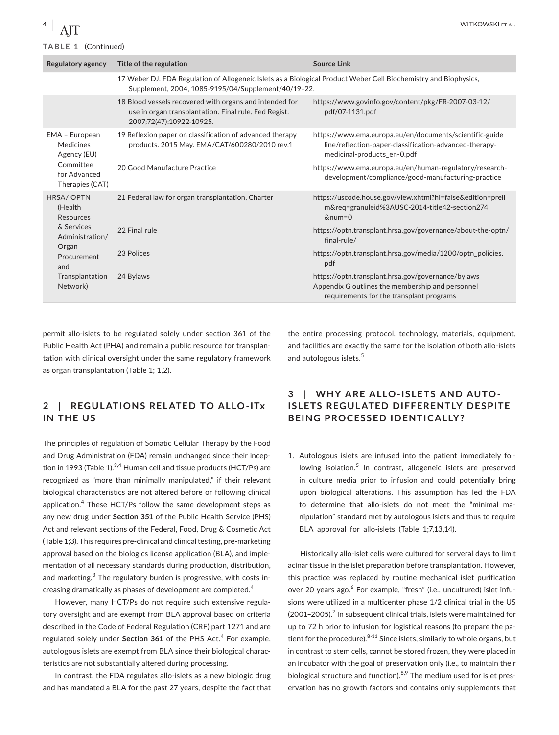**TABLE 1** (Continued)

| Regulatory agency | Title of the regulation | Source Link |
|---|---|---|
| | 17 Weber DJ. FDA Regulation of Allogeneic Islets as a Biological Product Weber Cell Biochemistry and Biophysics, Supplement, 2004, 1085-9195/04/Supplement/40/19–22. | |
| | 18 Blood vessels recovered with organs and intended for use in organ transplantation. Final rule. Fed Regist. 2007;72(47):10922-10925. | https://www.govinfo.gov/content/pkg/FR-2007-03-12/pdf/07-1131.pdf |
| EMA – European Medicines Agency (EU) Committee for Advanced Therapies (CAT) | 19 Reflexion paper on classification of advanced therapy products. 2015 May. EMA/CAT/600280/2010 rev.1 | https://www.ema.europa.eu/en/documents/scientific-guideline/reflection-paper-classification-advanced-therapy-medicinal-products_en-0.pdf |
| | 20 Good Manufacture Practice | https://www.ema.europa.eu/en/human-regulatory/research-development/compliance/good-manufacturing-practice |
| HRSA/ OPTN (Health Resources & Services Administration/ Organ Procurement and Transplantation Network) | 21 Federal law for organ transplantation, Charter | https://uscode.house.gov/view.xhtml?hl=false&edition=prelim&req=granuleid%3AUSC-2014-title42-section274&num=0 |
| | 22 Final rule | https://optn.transplant.hrsa.gov/governance/about-the-optn/final-rule/ |
| | 23 Polices | https://optn.transplant.hrsa.gov/media/1200/optn_policies.pdf |
| | 24 Bylaws | https://optn.transplant.hrsa.gov/governance/bylaws Appendix G outlines the membership and personnel requirements for the transplant programs |

permit allo-islets to be regulated solely under section 361 of the Public Health Act (PHA) and remain a public resource for transplantation with clinical oversight under the same regulatory framework as organ transplantation (Table 1; 1,2).

## 2 | REGULATIONS RELATED TO ALLO-ITx IN THE US

The principles of regulation of Somatic Cellular Therapy by the Food and Drug Administration (FDA) remain unchanged since their inception in 1993 (Table 1).[3,4] Human cell and tissue products (HCT/Ps) are recognized as "more than minimally manipulated," if their relevant biological characteristics are not altered before or following clinical application.[4] These HCT/Ps follow the same development steps as any new drug under **Section 351** of the Public Health Service (PHS) Act and relevant sections of the Federal, Food, Drug & Cosmetic Act (Table 1;3). This requires pre-clinical and clinical testing, pre-marketing approval based on the biologics license application (BLA), and implementation of all necessary standards during production, distribution, and marketing.[3] The regulatory burden is progressive, with costs increasing dramatically as phases of development are completed.[4]

However, many HCT/Ps do not require such extensive regulatory oversight and are exempt from BLA approval based on criteria described in the Code of Federal Regulation (CRF) part 1271 and are regulated solely under **Section 361** of the PHS Act.[4] For example, autologous islets are exempt from BLA since their biological characteristics are not substantially altered during processing.

In contrast, the FDA regulates allo-islets as a new biologic drug and has mandated a BLA for the past 27 years, despite the fact that the entire processing protocol, technology, materials, equipment, and facilities are exactly the same for the isolation of both allo-islets and autologous islets.[5]

## 3 | WHY ARE ALLO-ISLETS AND AUTO-ISLETS REGULATED DIFFERENTLY DESPITE BEING PROCESSED IDENTICALLY?

1. Autologous islets are infused into the patient immediately following isolation.[5] In contrast, allogeneic islets are preserved in culture media prior to infusion and could potentially bring upon biological alterations. This assumption has led the FDA to determine that allo-islets do not meet the "minimal manipulation" standard met by autologous islets and thus to require BLA approval for allo-islets (Table 1;7,13,14).

Historically allo-islet cells were cultured for serveral days to limit acinar tissue in the islet preparation before transplantation. However, this practice was replaced by routine mechanical islet purification over 20 years ago.[6] For example, "fresh" (i.e., uncultured) islet infusions were utilized in a multicenter phase 1/2 clinical trial in the US (2001–2005).[7] In subsequent clinical trials, islets were maintained for up to 72 h prior to infusion for logistical reasons (to prepare the patient for the procedure).[8-11] Since islets, similarly to whole organs, but in contrast to stem cells, cannot be stored frozen, they were placed in an incubator with the goal of preservation only (i.e., to maintain their biological structure and function).[8,9] The medium used for islet preservation has no growth factors and contains only supplements that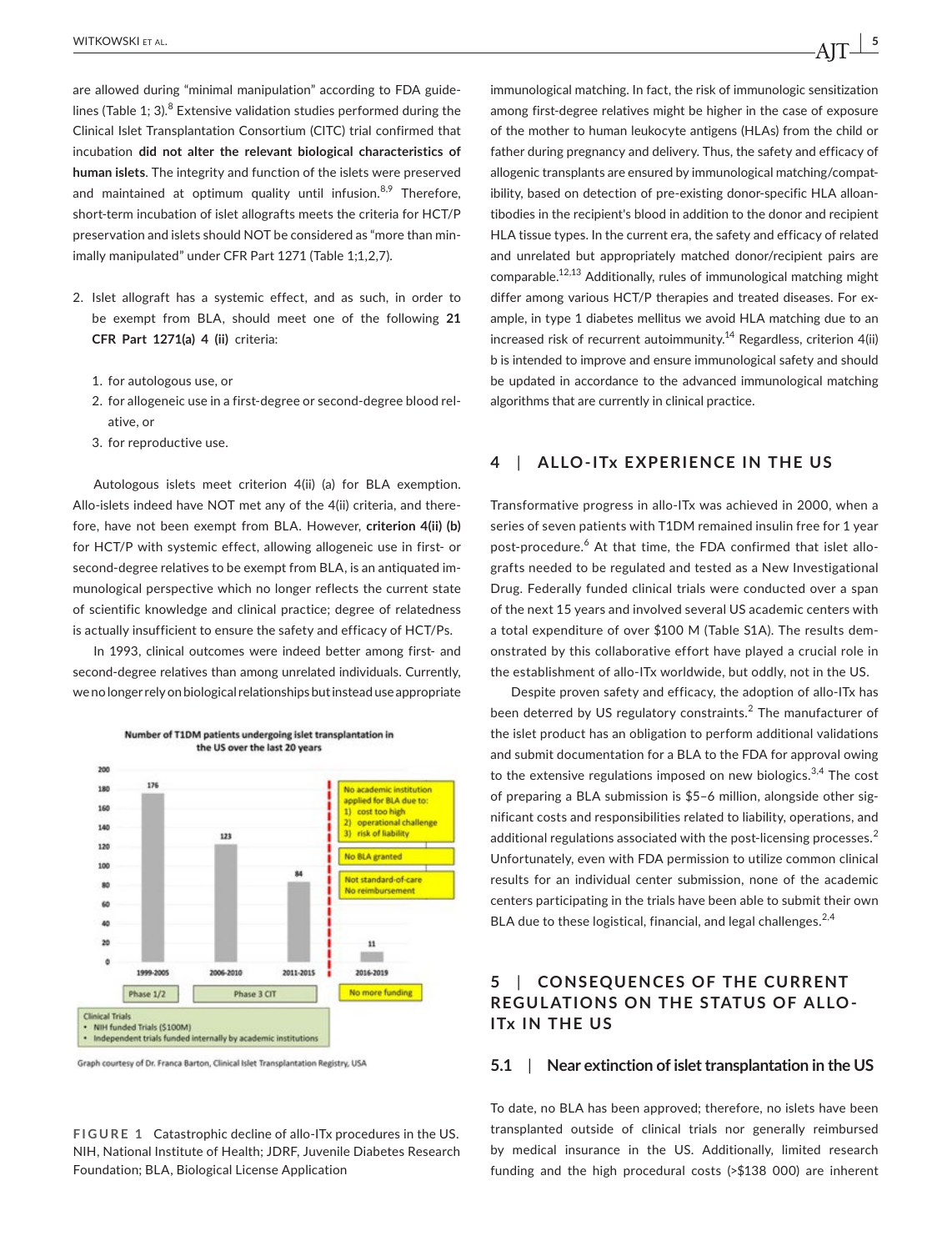are allowed during "minimal manipulation" according to FDA guidelines (Table 1; 3).[8] Extensive validation studies performed during the Clinical Islet Transplantation Consortium (CITC) trial confirmed that incubation **did not alter the relevant biological characteristics of human islets**. The integrity and function of the islets were preserved and maintained at optimum quality until infusion.[8,9] Therefore, short-term incubation of islet allografts meets the criteria for HCT/P preservation and islets should NOT be considered as "more than minimally manipulated" under CFR Part 1271 (Table 1;1,2,7).

2. Islet allograft has a systemic effect, and as such, in order to be exempt from BLA, should meet one of the following **21 CFR Part 1271(a) 4 (ii)** criteria:

    1. for autologous use, or
    2. for allogeneic use in a first-degree or second-degree blood relative, or
    3. for reproductive use.

Autologous islets meet criterion 4(ii) (a) for BLA exemption. Allo-islets indeed have NOT met any of the 4(ii) criteria, and therefore, have not been exempt from BLA. However, **criterion 4(ii) (b)** for HCT/P with systemic effect, allowing allogeneic use in first- or second-degree relatives to be exempt from BLA, is an antiquated immunological perspective which no longer reflects the current state of scientific knowledge and clinical practice; degree of relatedness is actually insufficient to ensure the safety and efficacy of HCT/Ps.

In 1993, clinical outcomes were indeed better among first- and second-degree relatives than among unrelated individuals. Currently, we no longer rely on biological relationships but instead use appropriate immunological matching. In fact, the risk of immunologic sensitization among first-degree relatives might be higher in the case of exposure of the mother to human leukocyte antigens (HLAs) from the child or father during pregnancy and delivery. Thus, the safety and efficacy of allogenic transplants are ensured by immunological matching/compatibility, based on detection of pre-existing donor-specific HLA alloantibodies in the recipient's blood in addition to the donor and recipient HLA tissue types. In the current era, the safety and efficacy of related and unrelated but appropriately matched donor/recipient pairs are comparable.[12,13] Additionally, rules of immunological matching might differ among various HCT/P therapies and treated diseases. For example, in type 1 diabetes mellitus we avoid HLA matching due to an increased risk of recurrent autoimmunity.[14] Regardless, criterion 4(ii) b is intended to improve and ensure immunological safety and should be updated in accordance to the advanced immunological matching algorithms that are currently in clinical practice.

Number of T1DM patients undergoing islet transplantation in the US over the last 20 years

| Period | Number of patients | Notes |
|---|---|---|
| 1999-2005 | 176 | Phase 1/2 |
| 2006-2010 | 123 | Phase 3 CIT |
| 2011-2015 | 84 | Phase 3 CIT |
| 2016-2019 | 11 | No more funding |

No academic institution applied for BLA due to: 1) cost too high 2) operational challenge 3) risk of liability

No BLA granted

Not standard-of-care No reimbursement

Clinical Trials
- NIH funded Trials ($100M)
- Independent trials funded internally by academic institutions

Graph courtesy of Dr. Franca Barton, Clinical Islet Transplantation Registry, USA

**FIGURE 1** Catastrophic decline of allo-ITx procedures in the US. NIH, National Institute of Health; JDRF, Juvenile Diabetes Research Foundation; BLA, Biological License Application

## 4 | ALLO-ITx EXPERIENCE IN THE US

Transformative progress in allo-ITx was achieved in 2000, when a series of seven patients with T1DM remained insulin free for 1 year post-procedure.[6] At that time, the FDA confirmed that islet allografts needed to be regulated and tested as a New Investigational Drug. Federally funded clinical trials were conducted over a span of the next 15 years and involved several US academic centers with a total expenditure of over $100 M (Table S1A). The results demonstrated by this collaborative effort have played a crucial role in the establishment of allo-ITx worldwide, but oddly, not in the US.

Despite proven safety and efficacy, the adoption of allo-ITx has been deterred by US regulatory constraints.[2] The manufacturer of the islet product has an obligation to perform additional validations and submit documentation for a BLA to the FDA for approval owing to the extensive regulations imposed on new biologics.[3,4] The cost of preparing a BLA submission is $5–6 million, alongside other significant costs and responsibilities related to liability, operations, and additional regulations associated with the post-licensing processes.[2] Unfortunately, even with FDA permission to utilize common clinical results for an individual center submission, none of the academic centers participating in the trials have been able to submit their own BLA due to these logistical, financial, and legal challenges.[2,4]

## 5 | CONSEQUENCES OF THE CURRENT REGULATIONS ON THE STATUS OF ALLO-ITx IN THE US

### 5.1 | Near extinction of islet transplantation in the US

To date, no BLA has been approved; therefore, no islets have been transplanted outside of clinical trials nor generally reimbursed by medical insurance in the US. Additionally, limited research funding and the high procedural costs (>$138 000) are inherent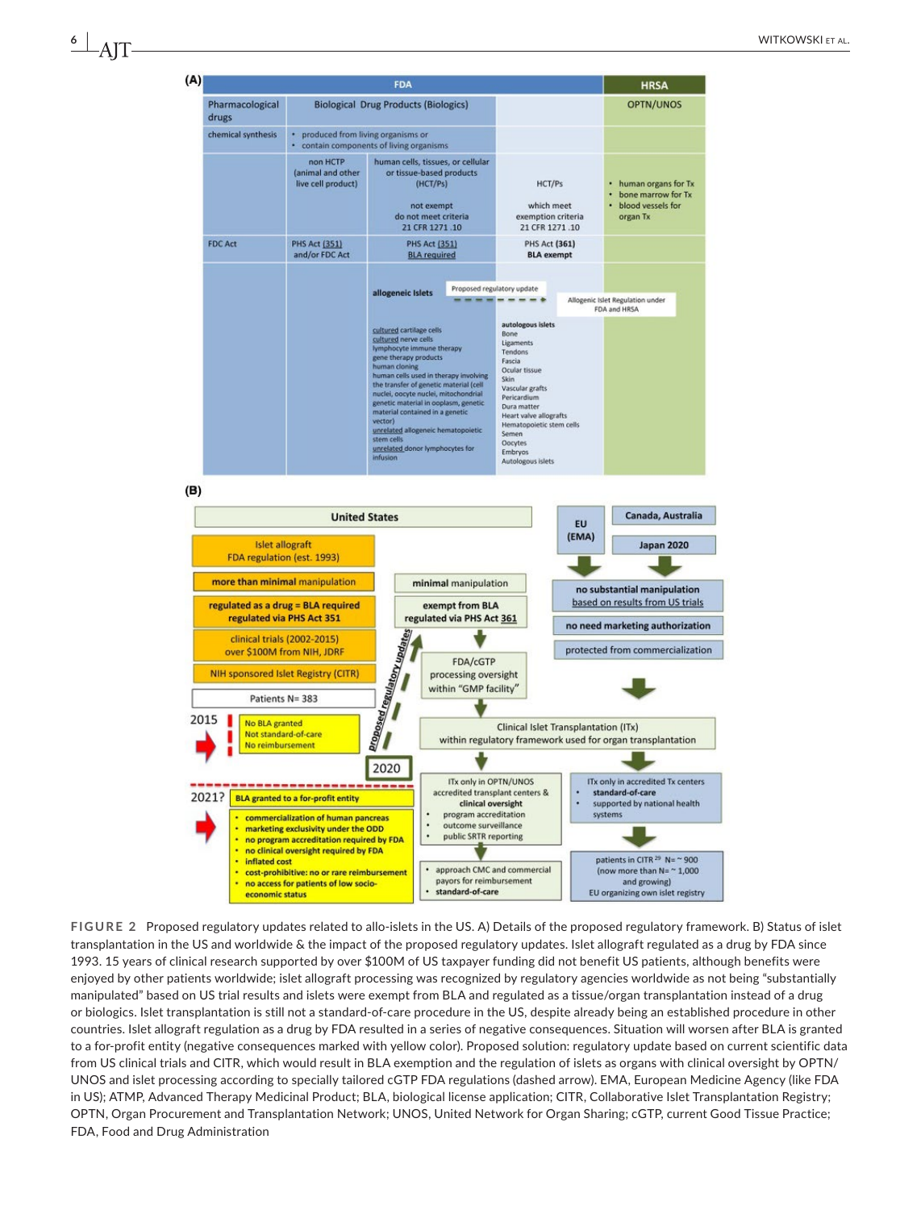**(A)**

| FDA | | | | HRSA |
|---|---|---|---|---|
| Pharmacological drugs | Biological Drug Products (Biologics) | | | OPTN/UNOS |
| chemical synthesis | • produced from living organisms or<br>• contain components of living organisms | | | |
| | non HCTP (animal and other live cell product) | human cells, tissues, or cellular or tissue-based products (HCT/Ps)<br><br>not exempt do not meet criteria 21 CFR 1271 .10 | HCT/Ps<br><br>which meet exemption criteria 21 CFR 1271 .10 | • human organs for Tx<br>• bone marrow for Tx<br>• blood vessels for organ Tx |
| FDC Act | PHS Act (351) and/or FDC Act | PHS Act (351) BLA required | PHS Act (361) BLA exempt | |
| | | allogeneic Islets — Proposed regulatory update → Allogenic Islet Regulation under FDA and HRSA<br><br>cultured cartilage cells<br>cultured nerve cells<br>lymphocyte immune therapy<br>gene therapy products<br>human cloning<br>human cells used in therapy involving the transfer of genetic material (cell nuclei, oocyte nuclei, mitochondrial genetic material in ooplasm, genetic material contained in a genetic vector)<br>unrelated allogeneic hematopoietic stem cells<br>unrelated donor lymphocytes for infusion | autologous islets<br>Bone<br>Ligaments<br>Tendons<br>Fascia<br>Ocular tissue<br>Skin<br>Vascular grafts<br>Pericardium<br>Dura matter<br>Heart valve allografts<br>Hematopoietic stem cells<br>Semen<br>Oocytes<br>Embryos<br>Autologous islets | |

**(B)**

**United States**

- Islet allograft FDA regulation (est. 1993)
- **more than minimal manipulation**
- **regulated as a drug = BLA required regulated via PHS Act 351**
- clinical trials (2002-2015) over $100M from NIH, JDRF
- NIH sponsored Islet Registry (CITR)
- Patients N= 383
- 2015: No BLA granted; Not standard-of-care; No reimbursement
- 2021?: **BLA granted to a for-profit entity**
  - **commercialization of human pancreas**
  - **marketing exclusivity under the ODD**
  - **no program accreditation required by FDA**
  - **no clinical oversight required by FDA**
  - **inflated cost**
  - **cost-prohibitive: no or rare reimbursement**
  - **no access for patients of low socio-economic status**

*Proposed regulatory updates* (2020):

- **minimal** manipulation
- **exempt from BLA regulated via PHS Act 361**
- FDA/cGTP processing oversight within "GMP facility"
- Clinical Islet Transplantation (ITx) within regulatory framework used for organ transplantation
- ITx only in OPTN/UNOS accredited transplant centers & **clinical oversight**
  - program accreditation
  - outcome surveillance
  - public SRTR reporting
- approach CMC and commercial payors for reimbursement
- **standard-of-care**

**EU (EMA)**; **Canada, Australia**; **Japan 2020**

- **no substantial manipulation** based on results from US trials
- **no need marketing authorization**
- **protected from commercialization**
- ITx only in accredited Tx centers
  - **standard-of-care**
  - supported by national health systems
- patients in CITR[29] N= ~ 900 (now more than N= ~ 1,000 and growing) EU organizing own islet registry

FIGURE 2 Proposed regulatory updates related to allo-islets in the US. A) Details of the proposed regulatory framework. B) Status of islet transplantation in the US and worldwide & the impact of the proposed regulatory updates. Islet allograft regulated as a drug by FDA since 1993. 15 years of clinical research supported by over $100M of US taxpayer funding did not benefit US patients, although benefits were enjoyed by other patients worldwide; islet allograft processing was recognized by regulatory agencies worldwide as not being "substantially manipulated" based on US trial results and islets were exempt from BLA and regulated as a tissue/organ transplantation instead of a drug or biologics. Islet transplantation is still not a standard-of-care procedure in the US, despite already being an established procedure in other countries. Islet allograft regulation as a drug by FDA resulted in a series of negative consequences. Situation will worsen after BLA is granted to a for-profit entity (negative consequences marked with yellow color). Proposed solution: regulatory update based on current scientific data from US clinical trials and CITR, which would result in BLA exemption and the regulation of islets as organs with clinical oversight by OPTN/UNOS and islet processing according to specially tailored cGTP FDA regulations (dashed arrow). EMA, European Medicine Agency (like FDA in US); ATMP, Advanced Therapy Medicinal Product; BLA, biological license application; CITR, Collaborative Islet Transplantation Registry; OPTN, Organ Procurement and Transplantation Network; UNOS, United Network for Organ Sharing; cGTP, current Good Tissue Practice; FDA, Food and Drug Administration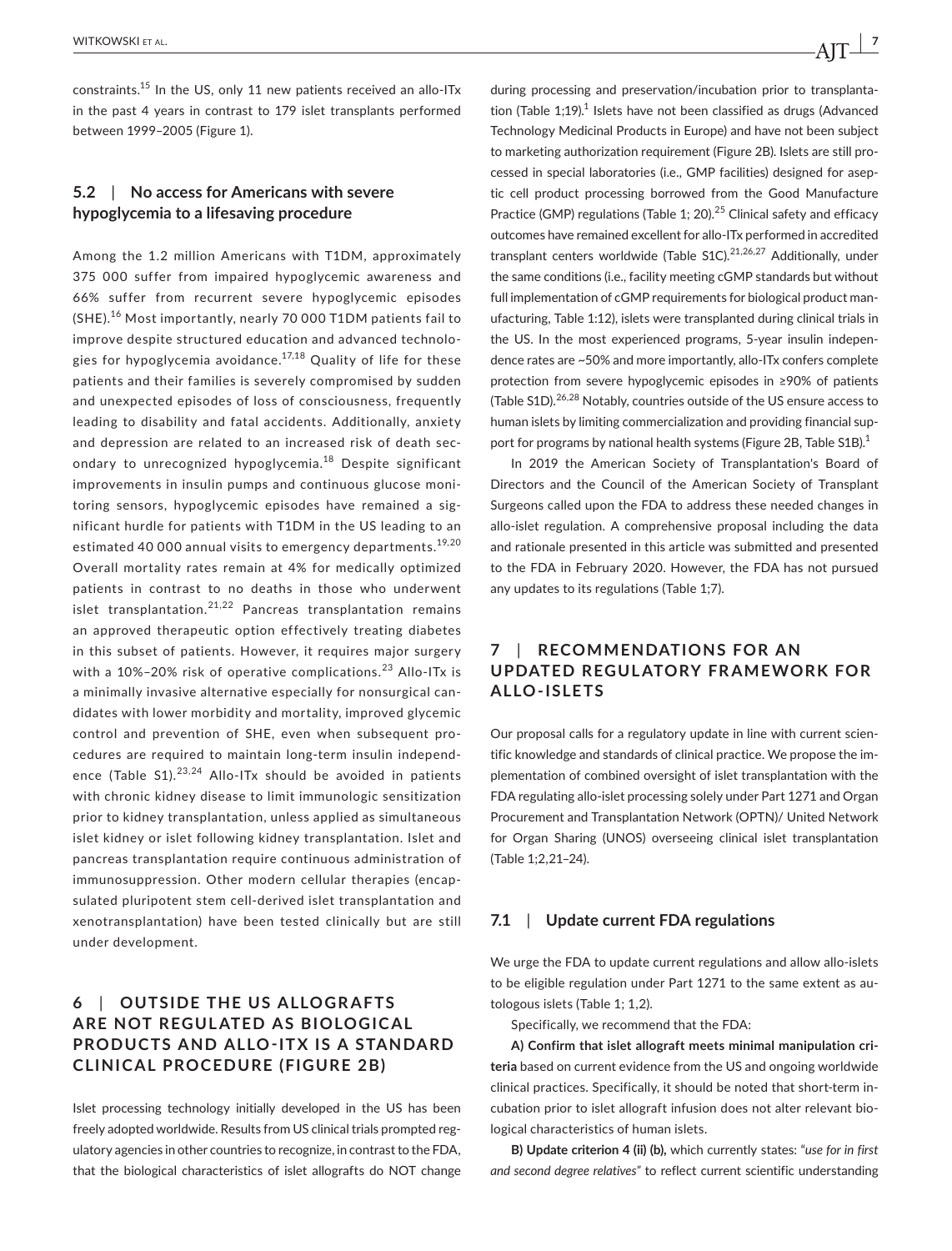constraints.[15] In the US, only 11 new patients received an allo-ITx in the past 4 years in contrast to 179 islet transplants performed between 1999–2005 (Figure 1).

### 5.2 | No access for Americans with severe hypoglycemia to a lifesaving procedure

Among the 1.2 million Americans with T1DM, approximately 375 000 suffer from impaired hypoglycemic awareness and 66% suffer from recurrent severe hypoglycemic episodes (SHE).[16] Most importantly, nearly 70 000 T1DM patients fail to improve despite structured education and advanced technologies for hypoglycemia avoidance.[17,18] Quality of life for these patients and their families is severely compromised by sudden and unexpected episodes of loss of consciousness, frequently leading to disability and fatal accidents. Additionally, anxiety and depression are related to an increased risk of death secondary to unrecognized hypoglycemia.[18] Despite significant improvements in insulin pumps and continuous glucose monitoring sensors, hypoglycemic episodes have remained a significant hurdle for patients with T1DM in the US leading to an estimated 40 000 annual visits to emergency departments.[19,20] Overall mortality rates remain at 4% for medically optimized patients in contrast to no deaths in those who underwent islet transplantation.[21,22] Pancreas transplantation remains an approved therapeutic option effectively treating diabetes in this subset of patients. However, it requires major surgery with a 10%–20% risk of operative complications.[23] Allo-ITx is a minimally invasive alternative especially for nonsurgical candidates with lower morbidity and mortality, improved glycemic control and prevention of SHE, even when subsequent procedures are required to maintain long-term insulin independence (Table S1).[23,24] Allo-ITx should be avoided in patients with chronic kidney disease to limit immunologic sensitization prior to kidney transplantation, unless applied as simultaneous islet kidney or islet following kidney transplantation. Islet and pancreas transplantation require continuous administration of immunosuppression. Other modern cellular therapies (encapsulated pluripotent stem cell-derived islet transplantation and xenotransplantation) have been tested clinically but are still under development.

## 6 | OUTSIDE THE US ALLOGRAFTS ARE NOT REGULATED AS BIOLOGICAL PRODUCTS AND ALLO-ITX IS A STANDARD CLINICAL PROCEDURE (FIGURE 2B)

Islet processing technology initially developed in the US has been freely adopted worldwide. Results from US clinical trials prompted regulatory agencies in other countries to recognize, in contrast to the FDA, that the biological characteristics of islet allografts do NOT change during processing and preservation/incubation prior to transplantation (Table 1;19).[1] Islets have not been classified as drugs (Advanced Technology Medicinal Products in Europe) and have not been subject to marketing authorization requirement (Figure 2B). Islets are still processed in special laboratories (i.e., GMP facilities) designed for aseptic cell product processing borrowed from the Good Manufacture Practice (GMP) regulations (Table 1; 20).[25] Clinical safety and efficacy outcomes have remained excellent for allo-ITx performed in accredited transplant centers worldwide (Table S1C).[21,26,27] Additionally, under the same conditions (i.e., facility meeting cGMP standards but without full implementation of cGMP requirements for biological product manufacturing, Table 1:12), islets were transplanted during clinical trials in the US. In the most experienced programs, 5-year insulin independence rates are ~50% and more importantly, allo-ITx confers complete protection from severe hypoglycemic episodes in ≥90% of patients (Table S1D).[26,28] Notably, countries outside of the US ensure access to human islets by limiting commercialization and providing financial support for programs by national health systems (Figure 2B, Table S1B).[1]

In 2019 the American Society of Transplantation's Board of Directors and the Council of the American Society of Transplant Surgeons called upon the FDA to address these needed changes in allo-islet regulation. A comprehensive proposal including the data and rationale presented in this article was submitted and presented to the FDA in February 2020. However, the FDA has not pursued any updates to its regulations (Table 1;7).

## 7 | RECOMMENDATIONS FOR AN UPDATED REGULATORY FRAMEWORK FOR ALLO-ISLETS

Our proposal calls for a regulatory update in line with current scientific knowledge and standards of clinical practice. We propose the implementation of combined oversight of islet transplantation with the FDA regulating allo-islet processing solely under Part 1271 and Organ Procurement and Transplantation Network (OPTN)/ United Network for Organ Sharing (UNOS) overseeing clinical islet transplantation (Table 1;2,21–24).

### 7.1 | Update current FDA regulations

We urge the FDA to update current regulations and allow allo-islets to be eligible regulation under Part 1271 to the same extent as autologous islets (Table 1; 1,2).

Specifically, we recommend that the FDA:

**A) Confirm that islet allograft meets minimal manipulation criteria** based on current evidence from the US and ongoing worldwide clinical practices. Specifically, it should be noted that short-term incubation prior to islet allograft infusion does not alter relevant biological characteristics of human islets.

**B) Update criterion 4 (ii) (b),** which currently states: "*use for in first and second degree relatives*" to reflect current scientific understanding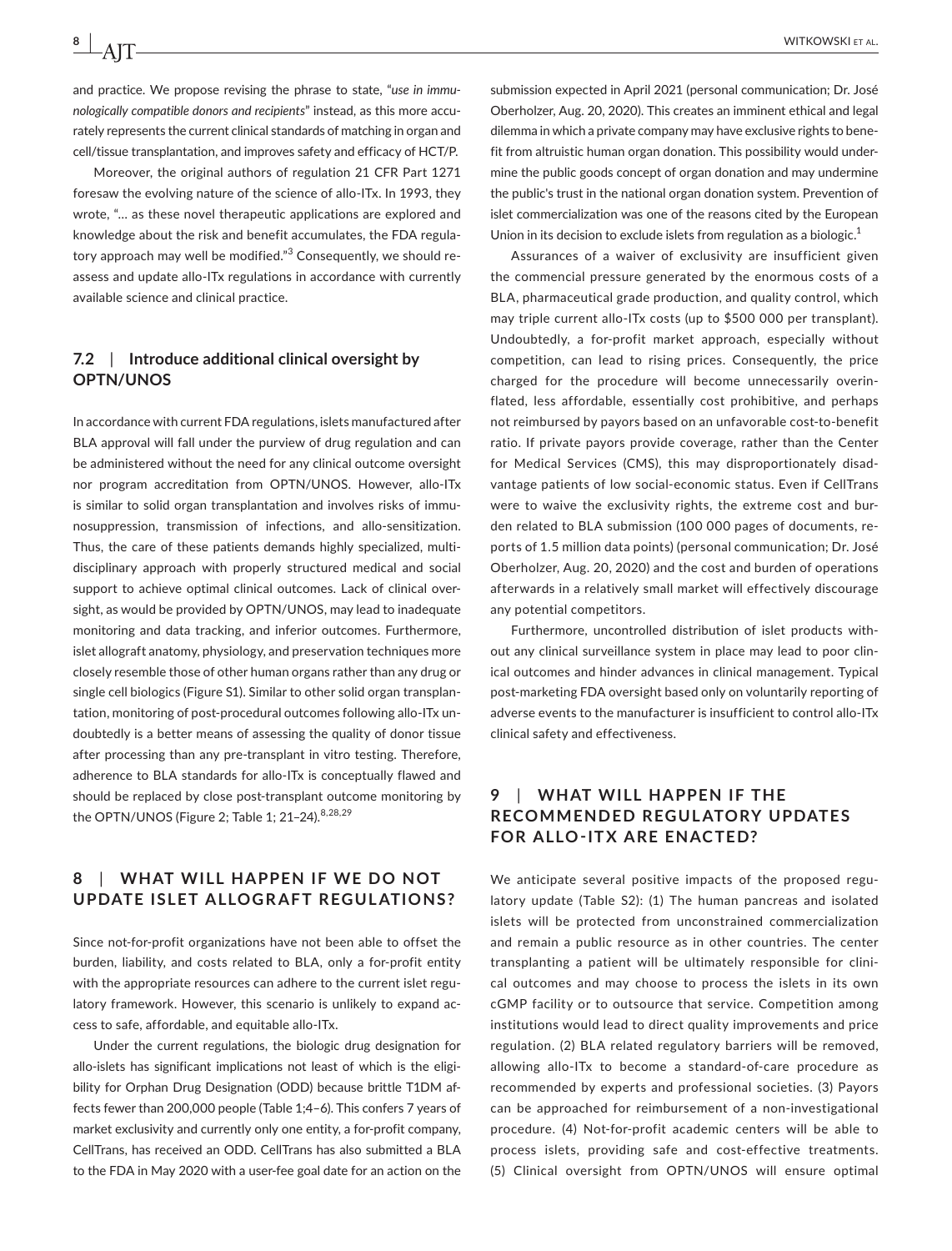and practice. We propose revising the phrase to state, "*use in immunologically compatible donors and recipients*" instead, as this more accurately represents the current clinical standards of matching in organ and cell/tissue transplantation, and improves safety and efficacy of HCT/P.

Moreover, the original authors of regulation 21 CFR Part 1271 foresaw the evolving nature of the science of allo-ITx. In 1993, they wrote, "… as these novel therapeutic applications are explored and knowledge about the risk and benefit accumulates, the FDA regulatory approach may well be modified."[3] Consequently, we should reassess and update allo-ITx regulations in accordance with currently available science and clinical practice.

### 7.2 | Introduce additional clinical oversight by OPTN/UNOS

In accordance with current FDA regulations, islets manufactured after BLA approval will fall under the purview of drug regulation and can be administered without the need for any clinical outcome oversight nor program accreditation from OPTN/UNOS. However, allo-ITx is similar to solid organ transplantation and involves risks of immunosuppression, transmission of infections, and allo-sensitization. Thus, the care of these patients demands highly specialized, multidisciplinary approach with properly structured medical and social support to achieve optimal clinical outcomes. Lack of clinical oversight, as would be provided by OPTN/UNOS, may lead to inadequate monitoring and data tracking, and inferior outcomes. Furthermore, islet allograft anatomy, physiology, and preservation techniques more closely resemble those of other human organs rather than any drug or single cell biologics (Figure S1). Similar to other solid organ transplantation, monitoring of post-procedural outcomes following allo-ITx undoubtedly is a better means of assessing the quality of donor tissue after processing than any pre-transplant in vitro testing. Therefore, adherence to BLA standards for allo-ITx is conceptually flawed and should be replaced by close post-transplant outcome monitoring by the OPTN/UNOS (Figure 2; Table 1; 21–24).[8,28,29]

## 8 | WHAT WILL HAPPEN IF WE DO NOT UPDATE ISLET ALLOGRAFT REGULATIONS?

Since not-for-profit organizations have not been able to offset the burden, liability, and costs related to BLA, only a for-profit entity with the appropriate resources can adhere to the current islet regulatory framework. However, this scenario is unlikely to expand access to safe, affordable, and equitable allo-ITx.

Under the current regulations, the biologic drug designation for allo-islets has significant implications not least of which is the eligibility for Orphan Drug Designation (ODD) because brittle T1DM affects fewer than 200,000 people (Table 1;4–6). This confers 7 years of market exclusivity and currently only one entity, a for-profit company, CellTrans, has received an ODD. CellTrans has also submitted a BLA to the FDA in May 2020 with a user-fee goal date for an action on the submission expected in April 2021 (personal communication; Dr. José Oberholzer, Aug. 20, 2020). This creates an imminent ethical and legal dilemma in which a private company may have exclusive rights to benefit from altruistic human organ donation. This possibility would undermine the public goods concept of organ donation and may undermine the public's trust in the national organ donation system. Prevention of islet commercialization was one of the reasons cited by the European Union in its decision to exclude islets from regulation as a biologic.[1]

Assurances of a waiver of exclusivity are insufficient given the commencial pressure generated by the enormous costs of a BLA, pharmaceutical grade production, and quality control, which may triple current allo-ITx costs (up to $500 000 per transplant). Undoubtedly, a for-profit market approach, especially without competition, can lead to rising prices. Consequently, the price charged for the procedure will become unnecessarily overinflated, less affordable, essentially cost prohibitive, and perhaps not reimbursed by payors based on an unfavorable cost-to-benefit ratio. If private payors provide coverage, rather than the Center for Medical Services (CMS), this may disproportionately disadvantage patients of low social-economic status. Even if CellTrans were to waive the exclusivity rights, the extreme cost and burden related to BLA submission (100 000 pages of documents, reports of 1.5 million data points) (personal communication; Dr. José Oberholzer, Aug. 20, 2020) and the cost and burden of operations afterwards in a relatively small market will effectively discourage any potential competitors.

Furthermore, uncontrolled distribution of islet products without any clinical surveillance system in place may lead to poor clinical outcomes and hinder advances in clinical management. Typical post-marketing FDA oversight based only on voluntarily reporting of adverse events to the manufacturer is insufficient to control allo-ITx clinical safety and effectiveness.

## 9 | WHAT WILL HAPPEN IF THE RECOMMENDED REGULATORY UPDATES FOR ALLO-ITX ARE ENACTED?

We anticipate several positive impacts of the proposed regulatory update (Table S2): (1) The human pancreas and isolated islets will be protected from unconstrained commercialization and remain a public resource as in other countries. The center transplanting a patient will be ultimately responsible for clinical outcomes and may choose to process the islets in its own cGMP facility or to outsource that service. Competition among institutions would lead to direct quality improvements and price regulation. (2) BLA related regulatory barriers will be removed, allowing allo-ITx to become a standard-of-care procedure as recommended by experts and professional societies. (3) Payors can be approached for reimbursement of a non-investigational procedure. (4) Not-for-profit academic centers will be able to process islets, providing safe and cost-effective treatments. (5) Clinical oversight from OPTN/UNOS will ensure optimal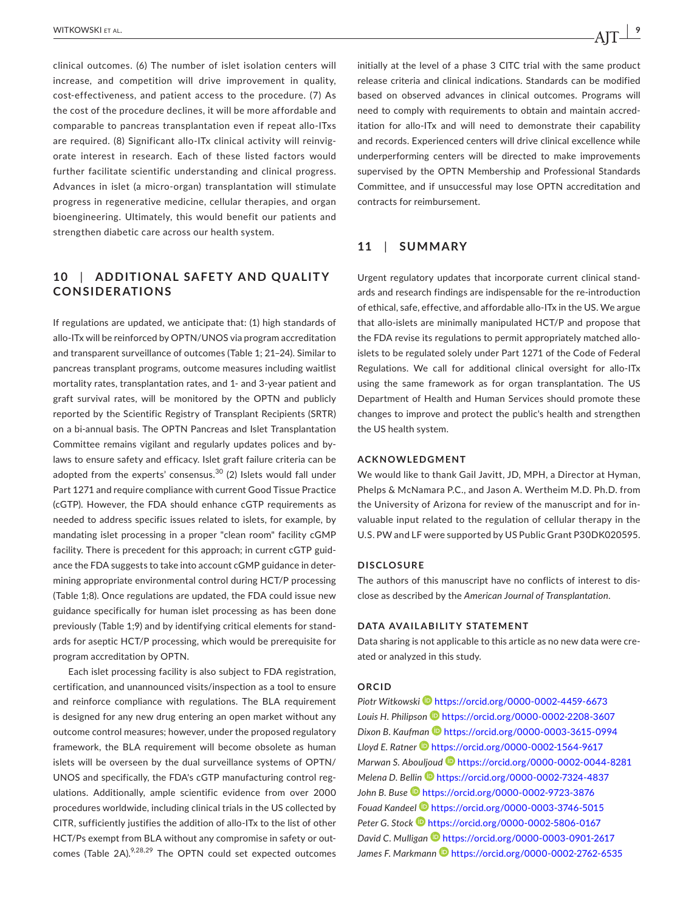clinical outcomes. (6) The number of islet isolation centers will increase, and competition will drive improvement in quality, cost-effectiveness, and patient access to the procedure. (7) As the cost of the procedure declines, it will be more affordable and comparable to pancreas transplantation even if repeat allo-ITxs are required. (8) Significant allo-ITx clinical activity will reinvigorate interest in research. Each of these listed factors would further facilitate scientific understanding and clinical progress. Advances in islet (a micro-organ) transplantation will stimulate progress in regenerative medicine, cellular therapies, and organ bioengineering. Ultimately, this would benefit our patients and strengthen diabetic care across our health system.

## 10 | ADDITIONAL SAFETY AND QUALITY CONSIDERATIONS

If regulations are updated, we anticipate that: (1) high standards of allo-ITx will be reinforced by OPTN/UNOS via program accreditation and transparent surveillance of outcomes (Table 1; 21–24). Similar to pancreas transplant programs, outcome measures including waitlist mortality rates, transplantation rates, and 1- and 3-year patient and graft survival rates, will be monitored by the OPTN and publicly reported by the Scientific Registry of Transplant Recipients (SRTR) on a bi-annual basis. The OPTN Pancreas and Islet Transplantation Committee remains vigilant and regularly updates polices and bylaws to ensure safety and efficacy. Islet graft failure criteria can be adopted from the experts' consensus.[30] (2) Islets would fall under Part 1271 and require compliance with current Good Tissue Practice (cGTP). However, the FDA should enhance cGTP requirements as needed to address specific issues related to islets, for example, by mandating islet processing in a proper "clean room" facility cGMP facility. There is precedent for this approach; in current cGTP guidance the FDA suggests to take into account cGMP guidance in determining appropriate environmental control during HCT/P processing (Table 1;8). Once regulations are updated, the FDA could issue new guidance specifically for human islet processing as has been done previously (Table 1;9) and by identifying critical elements for standards for aseptic HCT/P processing, which would be prerequisite for program accreditation by OPTN.

Each islet processing facility is also subject to FDA registration, certification, and unannounced visits/inspection as a tool to ensure and reinforce compliance with regulations. The BLA requirement is designed for any new drug entering an open market without any outcome control measures; however, under the proposed regulatory framework, the BLA requirement will become obsolete as human islets will be overseen by the dual surveillance systems of OPTN/UNOS and specifically, the FDA's cGTP manufacturing control regulations. Additionally, ample scientific evidence from over 2000 procedures worldwide, including clinical trials in the US collected by CITR, sufficiently justifies the addition of allo-ITx to the list of other HCT/Ps exempt from BLA without any compromise in safety or outcomes (Table 2A).[9,28,29] The OPTN could set expected outcomes initially at the level of a phase 3 CITC trial with the same product release criteria and clinical indications. Standards can be modified based on observed advances in clinical outcomes. Programs will need to comply with requirements to obtain and maintain accreditation for allo-ITx and will need to demonstrate their capability and records. Experienced centers will drive clinical excellence while underperforming centers will be directed to make improvements supervised by the OPTN Membership and Professional Standards Committee, and if unsuccessful may lose OPTN accreditation and contracts for reimbursement.

## 11 | SUMMARY

Urgent regulatory updates that incorporate current clinical standards and research findings are indispensable for the re-introduction of ethical, safe, effective, and affordable allo-ITx in the US. We argue that allo-islets are minimally manipulated HCT/P and propose that the FDA revise its regulations to permit appropriately matched allo-islets to be regulated solely under Part 1271 of the Code of Federal Regulations. We call for additional clinical oversight for allo-ITx using the same framework as for organ transplantation. The US Department of Health and Human Services should promote these changes to improve and protect the public's health and strengthen the US health system.

### ACKNOWLEDGMENT

We would like to thank Gail Javitt, JD, MPH, a Director at Hyman, Phelps & McNamara P.C., and Jason A. Wertheim M.D. Ph.D. from the University of Arizona for review of the manuscript and for invaluable input related to the regulation of cellular therapy in the U.S. PW and LF were supported by US Public Grant P30DK020595.

### DISCLOSURE

The authors of this manuscript have no conflicts of interest to disclose as described by the *American Journal of Transplantation*.

### DATA AVAILABILITY STATEMENT

Data sharing is not applicable to this article as no new data were created or analyzed in this study.

### ORCID

*Piotr Witkowski* https://orcid.org/0000-0002-4459-6673
*Louis H. Philipson* https://orcid.org/0000-0002-2208-3607
*Dixon B. Kaufman* https://orcid.org/0000-0003-3615-0994
*Lloyd E. Ratner* https://orcid.org/0000-0002-1564-9617
*Marwan S. Abouljoud* https://orcid.org/0000-0002-0044-8281
*Melena D. Bellin* https://orcid.org/0000-0002-7324-4837
*John B. Buse* https://orcid.org/0000-0002-9723-3876
*Fouad Kandeel* https://orcid.org/0000-0003-3746-5015
*Peter G. Stock* https://orcid.org/0000-0002-5806-0167
*David C. Mulligan* https://orcid.org/0000-0003-0901-2617
*James F. Markmann* https://orcid.org/0000-0002-2762-6535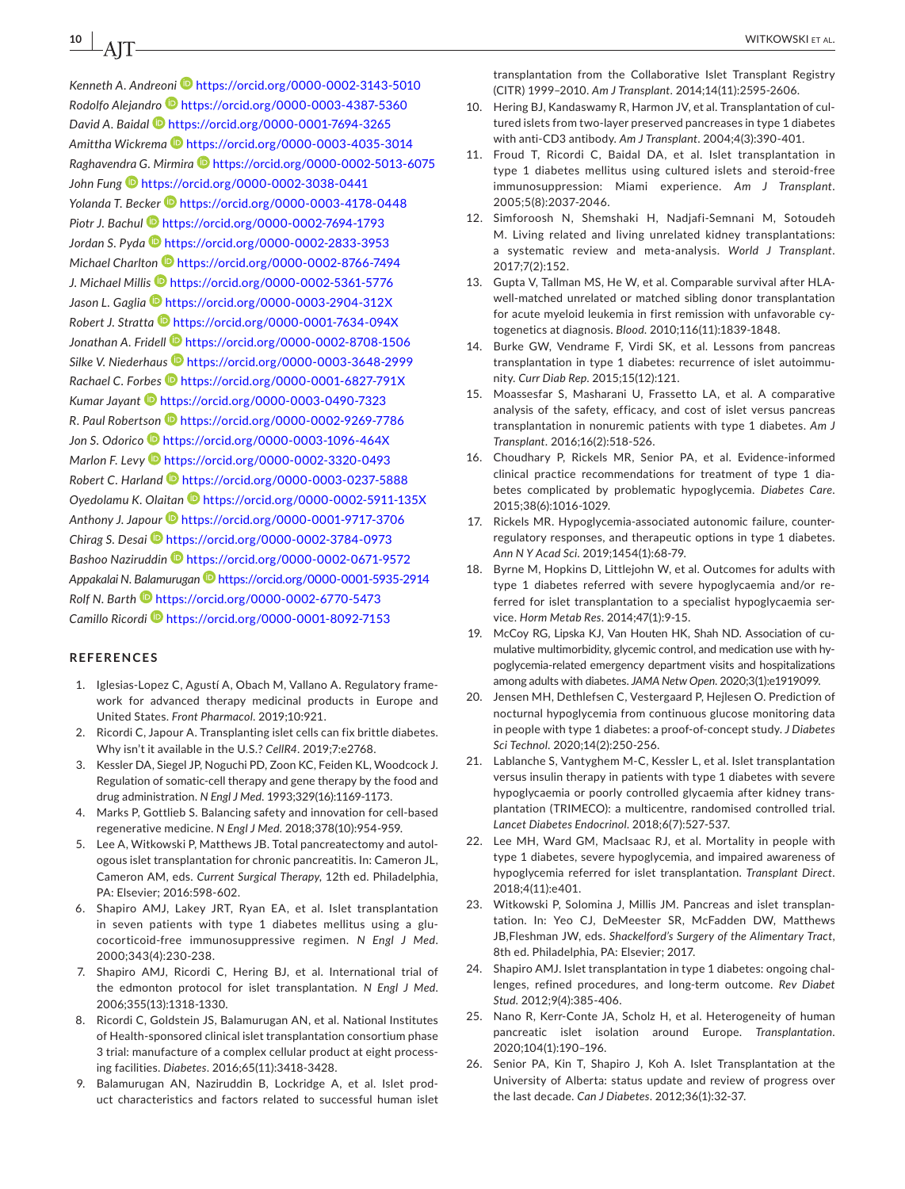*Kenneth A. Andreoni* https://orcid.org/0000-0002-3143-5010
*Rodolfo Alejandro* https://orcid.org/0000-0003-4387-5360
*David A. Baidal* https://orcid.org/0000-0001-7694-3265
*Amittha Wickrema* https://orcid.org/0000-0003-4035-3014
*Raghavendra G. Mirmira* https://orcid.org/0000-0002-5013-6075
*John Fung* https://orcid.org/0000-0002-3038-0441
*Yolanda T. Becker* https://orcid.org/0000-0003-4178-0448
*Piotr J. Bachul* https://orcid.org/0000-0002-7694-1793
*Jordan S. Pyda* https://orcid.org/0000-0002-2833-3953
*Michael Charlton* https://orcid.org/0000-0002-8766-7494
*J. Michael Millis* https://orcid.org/0000-0002-5361-5776
*Jason L. Gaglia* https://orcid.org/0000-0003-2904-312X
*Robert J. Stratta* https://orcid.org/0000-0001-7634-094X
*Jonathan A. Fridell* https://orcid.org/0000-0002-8708-1506
*Silke V. Niederhaus* https://orcid.org/0000-0003-3648-2999
*Rachael C. Forbes* https://orcid.org/0000-0001-6827-791X
*Kumar Jayant* https://orcid.org/0000-0003-0490-7323
*R. Paul Robertson* https://orcid.org/0000-0002-9269-7786
*Jon S. Odorico* https://orcid.org/0000-0003-1096-464X
*Marlon F. Levy* https://orcid.org/0000-0002-3320-0493
*Robert C. Harland* https://orcid.org/0000-0003-0237-5888
*Oyedolamu K. Olaitan* https://orcid.org/0000-0002-5911-135X
*Anthony J. Japour* https://orcid.org/0000-0001-9717-3706
*Chirag S. Desai* https://orcid.org/0000-0002-3784-0973
*Bashoo Naziruddin* https://orcid.org/0000-0002-0671-9572
*Appakalai N. Balamurugan* https://orcid.org/0000-0001-5935-2914
*Rolf N. Barth* https://orcid.org/0000-0002-6770-5473
*Camillo Ricordi* https://orcid.org/0000-0001-8092-7153

## REFERENCES

1. Iglesias-Lopez C, Agustí A, Obach M, Vallano A. Regulatory framework for advanced therapy medicinal products in Europe and United States. *Front Pharmacol*. 2019;10:921.
2. Ricordi C, Japour A. Transplanting islet cells can fix brittle diabetes. Why isn't it available in the U.S.? *CellR4*. 2019;7:e2768.
3. Kessler DA, Siegel JP, Noguchi PD, Zoon KC, Feiden KL, Woodcock J. Regulation of somatic-cell therapy and gene therapy by the food and drug administration. *N Engl J Med*. 1993;329(16):1169-1173.
4. Marks P, Gottlieb S. Balancing safety and innovation for cell-based regenerative medicine. *N Engl J Med*. 2018;378(10):954-959.
5. Lee A, Witkowski P, Matthews JB. Total pancreatectomy and autologous islet transplantation for chronic pancreatitis. In: Cameron JL, Cameron AM, eds. *Current Surgical Therapy*, 12th ed. Philadelphia, PA: Elsevier; 2016:598-602.
6. Shapiro AMJ, Lakey JRT, Ryan EA, et al. Islet transplantation in seven patients with type 1 diabetes mellitus using a glucocorticoid-free immunosuppressive regimen. *N Engl J Med*. 2000;343(4):230-238.
7. Shapiro AMJ, Ricordi C, Hering BJ, et al. International trial of the edmonton protocol for islet transplantation. *N Engl J Med*. 2006;355(13):1318-1330.
8. Ricordi C, Goldstein JS, Balamurugan AN, et al. National Institutes of Health-sponsored clinical islet transplantation consortium phase 3 trial: manufacture of a complex cellular product at eight processing facilities. *Diabetes*. 2016;65(11):3418-3428.
9. Balamurugan AN, Naziruddin B, Lockridge A, et al. Islet product characteristics and factors related to successful human islet transplantation from the Collaborative Islet Transplant Registry (CITR) 1999–2010. *Am J Transplant*. 2014;14(11):2595-2606.
10. Hering BJ, Kandaswamy R, Harmon JV, et al. Transplantation of cultured islets from two-layer preserved pancreases in type 1 diabetes with anti-CD3 antibody. *Am J Transplant*. 2004;4(3):390-401.
11. Froud T, Ricordi C, Baidal DA, et al. Islet transplantation in type 1 diabetes mellitus using cultured islets and steroid-free immunosuppression: Miami experience. *Am J Transplant*. 2005;5(8):2037-2046.
12. Simforoosh N, Shemshaki H, Nadjafi-Semnani M, Sotoudeh M. Living related and living unrelated kidney transplantations: a systematic review and meta-analysis. *World J Transplant*. 2017;7(2):152.
13. Gupta V, Tallman MS, He W, et al. Comparable survival after HLA-well-matched unrelated or matched sibling donor transplantation for acute myeloid leukemia in first remission with unfavorable cytogenetics at diagnosis. *Blood*. 2010;116(11):1839-1848.
14. Burke GW, Vendrame F, Virdi SK, et al. Lessons from pancreas transplantation in type 1 diabetes: recurrence of islet autoimmunity. *Curr Diab Rep*. 2015;15(12):121.
15. Moassesfar S, Masharani U, Frassetto LA, et al. A comparative analysis of the safety, efficacy, and cost of islet versus pancreas transplantation in nonuremic patients with type 1 diabetes. *Am J Transplant*. 2016;16(2):518-526.
16. Choudhary P, Rickels MR, Senior PA, et al. Evidence-informed clinical practice recommendations for treatment of type 1 diabetes complicated by problematic hypoglycemia. *Diabetes Care*. 2015;38(6):1016-1029.
17. Rickels MR. Hypoglycemia-associated autonomic failure, counterregulatory responses, and therapeutic options in type 1 diabetes. *Ann N Y Acad Sci*. 2019;1454(1):68-79.
18. Byrne M, Hopkins D, Littlejohn W, et al. Outcomes for adults with type 1 diabetes referred with severe hypoglycaemia and/or referred for islet transplantation to a specialist hypoglycaemia service. *Horm Metab Res*. 2014;47(1):9-15.
19. McCoy RG, Lipska KJ, Van Houten HK, Shah ND. Association of cumulative multimorbidity, glycemic control, and medication use with hypoglycemia-related emergency department visits and hospitalizations among adults with diabetes. *JAMA Netw Open*. 2020;3(1):e1919099.
20. Jensen MH, Dethlefsen C, Vestergaard P, Hejlesen O. Prediction of nocturnal hypoglycemia from continuous glucose monitoring data in people with type 1 diabetes: a proof-of-concept study. *J Diabetes Sci Technol*. 2020;14(2):250-256.
21. Lablanche S, Vantyghem M-C, Kessler L, et al. Islet transplantation versus insulin therapy in patients with type 1 diabetes with severe hypoglycaemia or poorly controlled glycaemia after kidney transplantation (TRIMECO): a multicentre, randomised controlled trial. *Lancet Diabetes Endocrinol*. 2018;6(7):527-537.
22. Lee MH, Ward GM, MacIsaac RJ, et al. Mortality in people with type 1 diabetes, severe hypoglycemia, and impaired awareness of hypoglycemia referred for islet transplantation. *Transplant Direct*. 2018;4(11):e401.
23. Witkowski P, Solomina J, Millis JM. Pancreas and islet transplantation. In: Yeo CJ, DeMeester SR, McFadden DW, Matthews JB,Fleshman JW, eds. *Shackelford's Surgery of the Alimentary Tract*, 8th ed. Philadelphia, PA: Elsevier; 2017.
24. Shapiro AMJ. Islet transplantation in type 1 diabetes: ongoing challenges, refined procedures, and long-term outcome. *Rev Diabet Stud*. 2012;9(4):385-406.
25. Nano R, Kerr-Conte JA, Scholz H, et al. Heterogeneity of human pancreatic islet isolation around Europe. *Transplantation*. 2020;104(1):190–196.
26. Senior PA, Kin T, Shapiro J, Koh A. Islet Transplantation at the University of Alberta: status update and review of progress over the last decade. *Can J Diabetes*. 2012;36(1):32-37.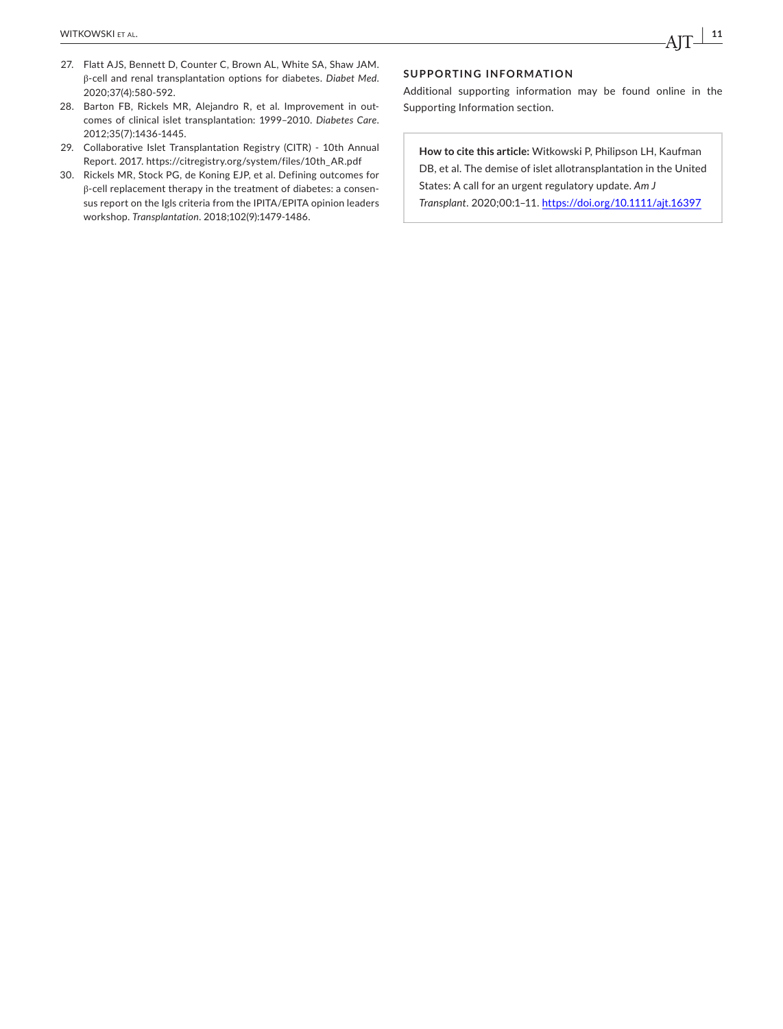27. Flatt AJS, Bennett D, Counter C, Brown AL, White SA, Shaw JAM. β-cell and renal transplantation options for diabetes. *Diabet Med*. 2020;37(4):580-592.
28. Barton FB, Rickels MR, Alejandro R, et al. Improvement in outcomes of clinical islet transplantation: 1999–2010. *Diabetes Care*. 2012;35(7):1436-1445.
29. Collaborative Islet Transplantation Registry (CITR) - 10th Annual Report. 2017. https://citregistry.org/system/files/10th_AR.pdf
30. Rickels MR, Stock PG, de Koning EJP, et al. Defining outcomes for β-cell replacement therapy in the treatment of diabetes: a consensus report on the Igls criteria from the IPITA/EPITA opinion leaders workshop. *Transplantation*. 2018;102(9):1479-1486.

## SUPPORTING INFORMATION

Additional supporting information may be found online in the Supporting Information section.

**How to cite this article:** Witkowski P, Philipson LH, Kaufman DB, et al. The demise of islet allotransplantation in the United States: A call for an urgent regulatory update. *Am J Transplant*. 2020;00:1–11. https://doi.org/10.1111/ajt.16397